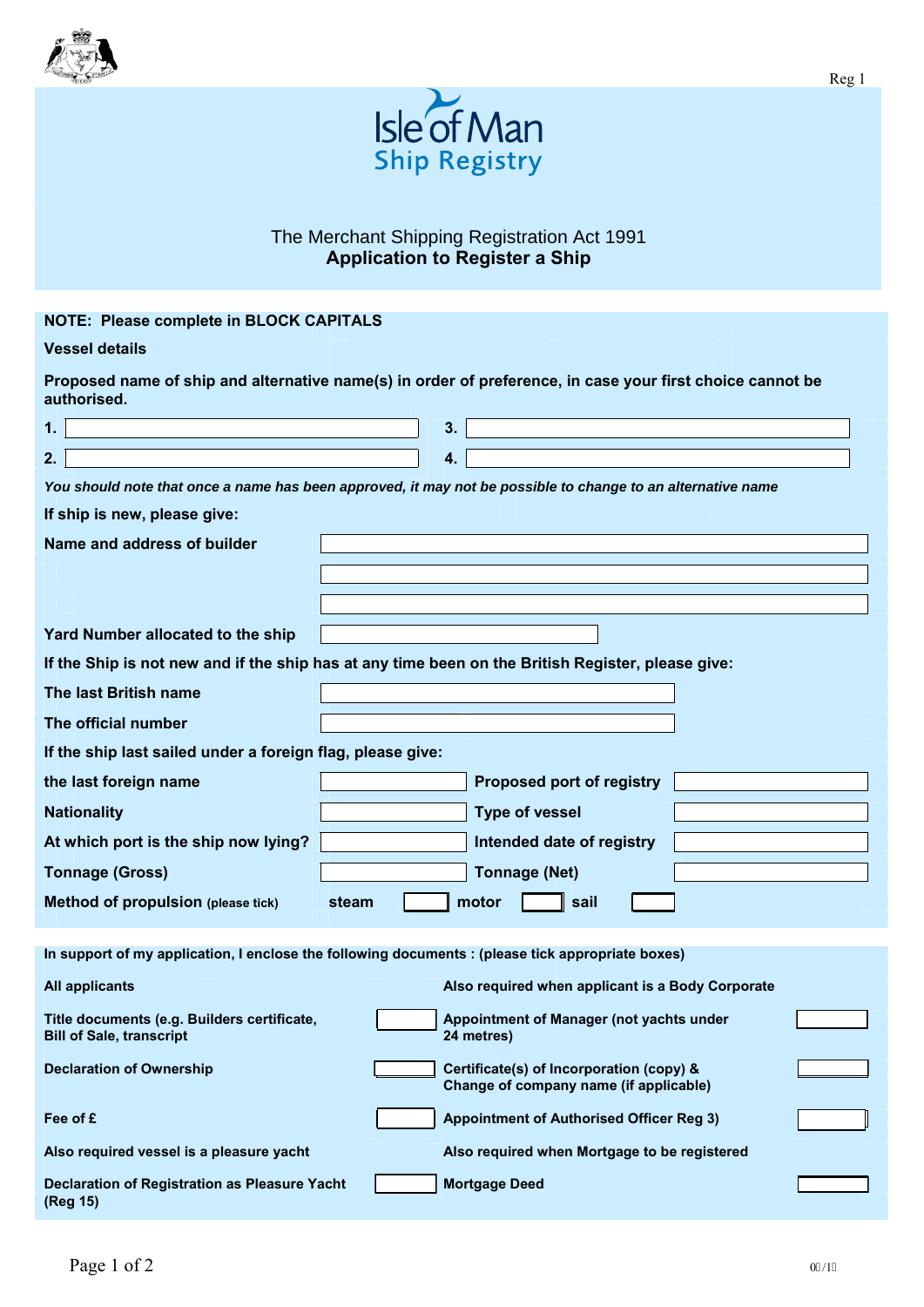Reg 1

# Isle of Man Ship Registry

The Merchant Shipping Registration Act 1991

## Application to Register a Ship

**NOTE: Please complete in BLOCK CAPITALS**

**Vessel details**

**Proposed name of ship and alternative name(s) in order of preference, in case your first choice cannot be authorised.**

| | | | |
|---|---|---|---|
| **1.** | | **3.** | |
| **2.** | | **4.** | |

*You should note that once a name has been approved, it may not be possible to change to an alternative name*

**If ship is new, please give:**

| | |
|---|---|
| **Name and address of builder** | |
| | |
| | |
| **Yard Number allocated to the ship** | |

**If the Ship is not new and if the ship has at any time been on the British Register, please give:**

| | |
|---|---|
| **The last British name** | |
| **The official number** | |

**If the ship last sailed under a foreign flag, please give:**

| | | | |
|---|---|---|---|
| **the last foreign name** | | **Proposed port of registry** | |
| **Nationality** | | **Type of vessel** | |
| **At which port is the ship now lying?** | | **Intended date of registry** | |
| **Tonnage (Gross)** | | **Tonnage (Net)** | |

**Method of propulsion** (please tick) steam ☐ motor ☐ sail ☐

**In support of my application, I enclose the following documents : (please tick appropriate boxes)**

| **All applicants** | | **Also required when applicant is a Body Corporate** | |
|---|---|---|---|
| **Title documents (e.g. Builders certificate, Bill of Sale, transcript** | ☐ | **Appointment of Manager (not yachts under 24 metres)** | ☐ |
| **Declaration of Ownership** | ☐ | **Certificate(s) of Incorporation (copy) & Change of company name (if applicable)** | ☐ |
| **Fee of £** | ☐ | **Appointment of Authorised Officer Reg 3)** | ☐ |
| **Also required vessel is a pleasure yacht** | | **Also required when Mortgage to be registered** | |
| **Declaration of Registration as Pleasure Yacht (Reg 15)** | ☐ | **Mortgage Deed** | ☐ |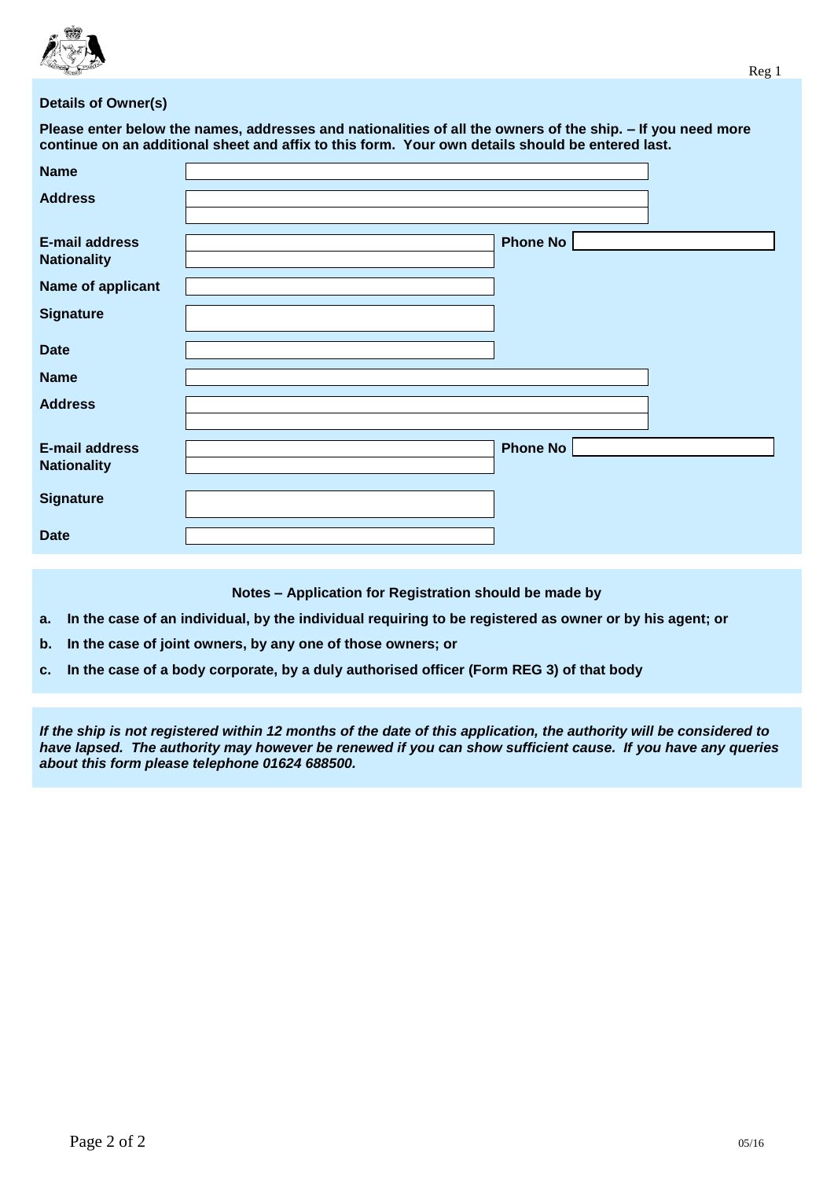**Details of Owner(s)**

**Please enter below the names, addresses and nationalities of all the owners of the ship. – If you need more continue on an additional sheet and affix to this form. Your own details should be entered last.**

**Name**

**Address**

**E-mail address** **Phone No**

**Nationality**

**Name of applicant**

**Signature**

**Date**

**Name**

**Address**

**E-mail address** **Phone No**

**Nationality**

**Signature**

**Date**

**Notes – Application for Registration should be made by**

**a. In the case of an individual, by the individual requiring to be registered as owner or by his agent; or**

**b. In the case of joint owners, by any one of those owners; or**

**c. In the case of a body corporate, by a duly authorised officer (Form REG 3) of that body**

***If the ship is not registered within 12 months of the date of this application, the authority will be considered to have lapsed. The authority may however be renewed if you can show sufficient cause. If you have any queries about this form please telephone 01624 688500.***